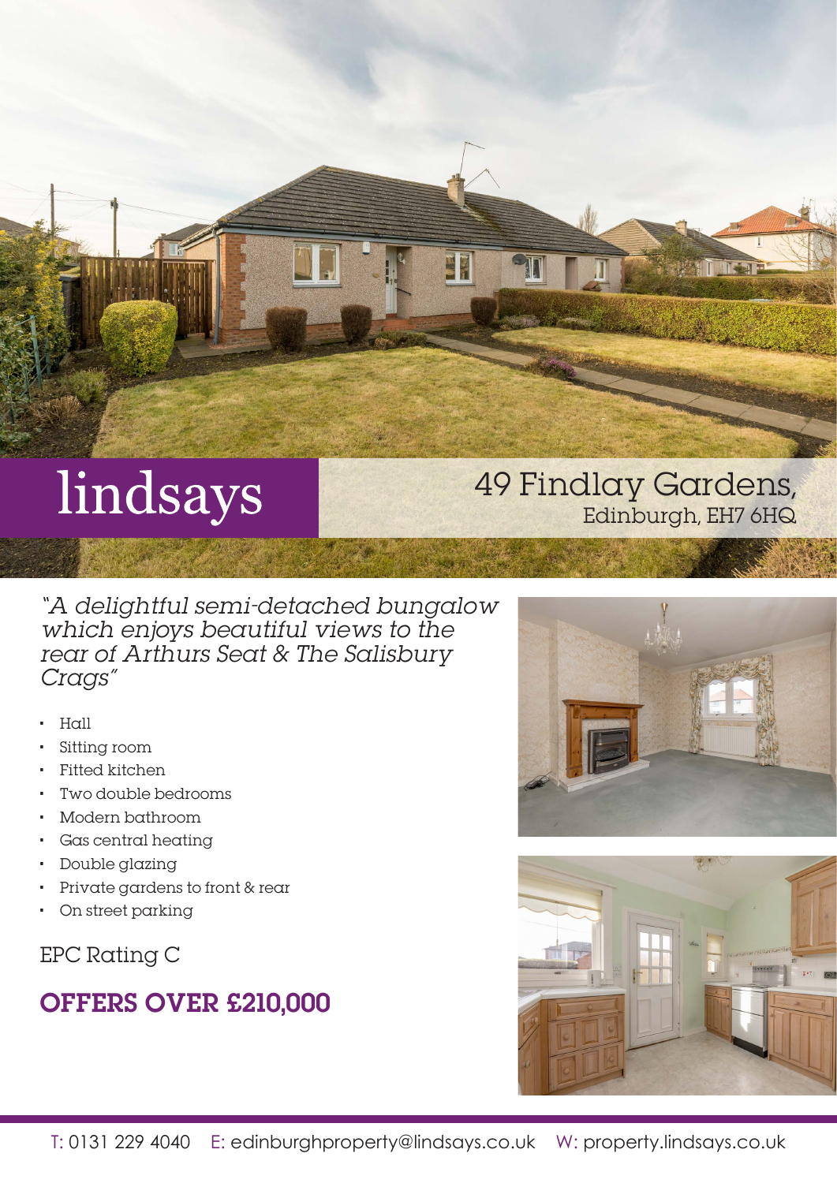lindsays

# 49 Findlay Gardens,

Edinburgh, EH7 6HQ

*"A delightful semi-detached bungalow which enjoys beautiful views to the rear of Arthurs Seat & The Salisbury Crags"*

- Hall
- Sitting room
- Fitted kitchen
- Two double bedrooms
- Modern bathroom
- Gas central heating
- Double glazing
- Private gardens to front & rear
- On street parking

EPC Rating C

## OFFERS OVER £210,000

T: 0131 229 4040 E: edinburghproperty@lindsays.co.uk W: property.lindsays.co.uk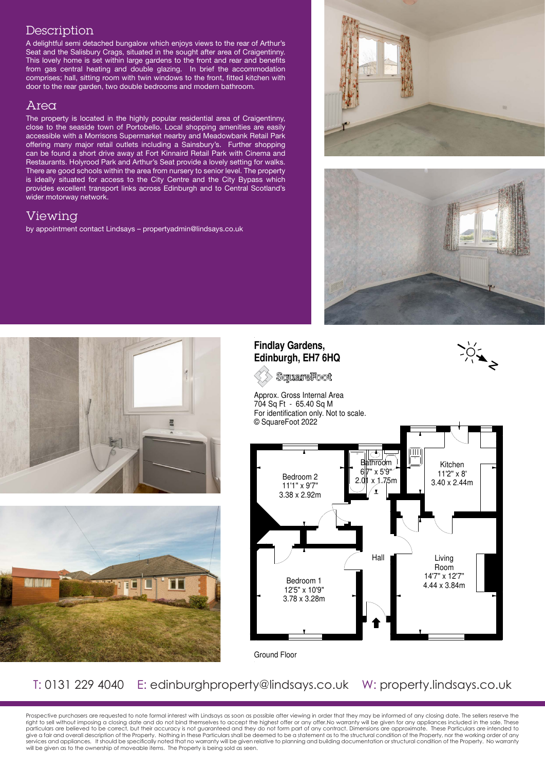## Description

A delightful semi detached bungalow which enjoys views to the rear of Arthur's Seat and the Salisbury Crags, situated in the sought after area of Craigentinny. This lovely home is set within large gardens to the front and rear and benefits from gas central heating and double glazing. In brief the accommodation comprises; hall, sitting room with twin windows to the front, fitted kitchen with door to the rear garden, two double bedrooms and modern bathroom.

## Area

The property is located in the highly popular residential area of Craigentinny, close to the seaside town of Portobello. Local shopping amenities are easily accessible with a Morrisons Supermarket nearby and Meadowbank Retail Park offering many major retail outlets including a Sainsbury's. Further shopping can be found a short drive away at Fort Kinnaird Retail Park with Cinema and Restaurants. Holyrood Park and Arthur's Seat provide a lovely setting for walks. There are good schools within the area from nursery to senior level. The property is ideally situated for access to the City Centre and the City Bypass which provides excellent transport links across Edinburgh and to Central Scotland's wider motorway network.

## Viewing

by appointment contact Lindsays – propertyadmin@lindsays.co.uk

**Findlay Gardens,**
**Edinburgh, EH7 6HQ**

SquareFoot

Approx. Gross Internal Area
704 Sq Ft - 65.40 Sq M
For identification only. Not to scale.
© SquareFoot 2022

Bathroom
6'7" x 5'9"
2.01 x 1.75m

Kitchen
11'2" x 8'
3.40 x 2.44m

Bedroom 2
11'1" x 9'7"
3.38 x 2.92m

Hall

Living Room
14'7" x 12'7"
4.44 x 3.84m

Bedroom 1
12'5" x 10'9"
3.78 x 3.28m

Ground Floor

T: 0131 229 4040 E: edinburghproperty@lindsays.co.uk W: property.lindsays.co.uk

Prospective purchasers are requested to note formal interest with Lindsays as soon as possible after viewing in order that they may be informed of any closing date. The sellers reserve the right to sell without imposing a closing date and do not bind themselves to accept the highest offer or any offer.No warranty will be given for any appliances included in the sale. These particulars are believed to be correct, but their accuracy is not guaranteed and they do not form part of any contract. Dimensions are approximate. These Particulars are intended to give a fair and overall description of the Property. Nothing in these Particulars shall be deemed to be a statement as to the structural condition of the Property, nor the working order of any services and appliances. It should be specifically noted that no warranty will be given relative to planning and building documentation or structural condition of the Property. No warranty will be given as to the ownership of moveable items. The Property is being sold as seen.